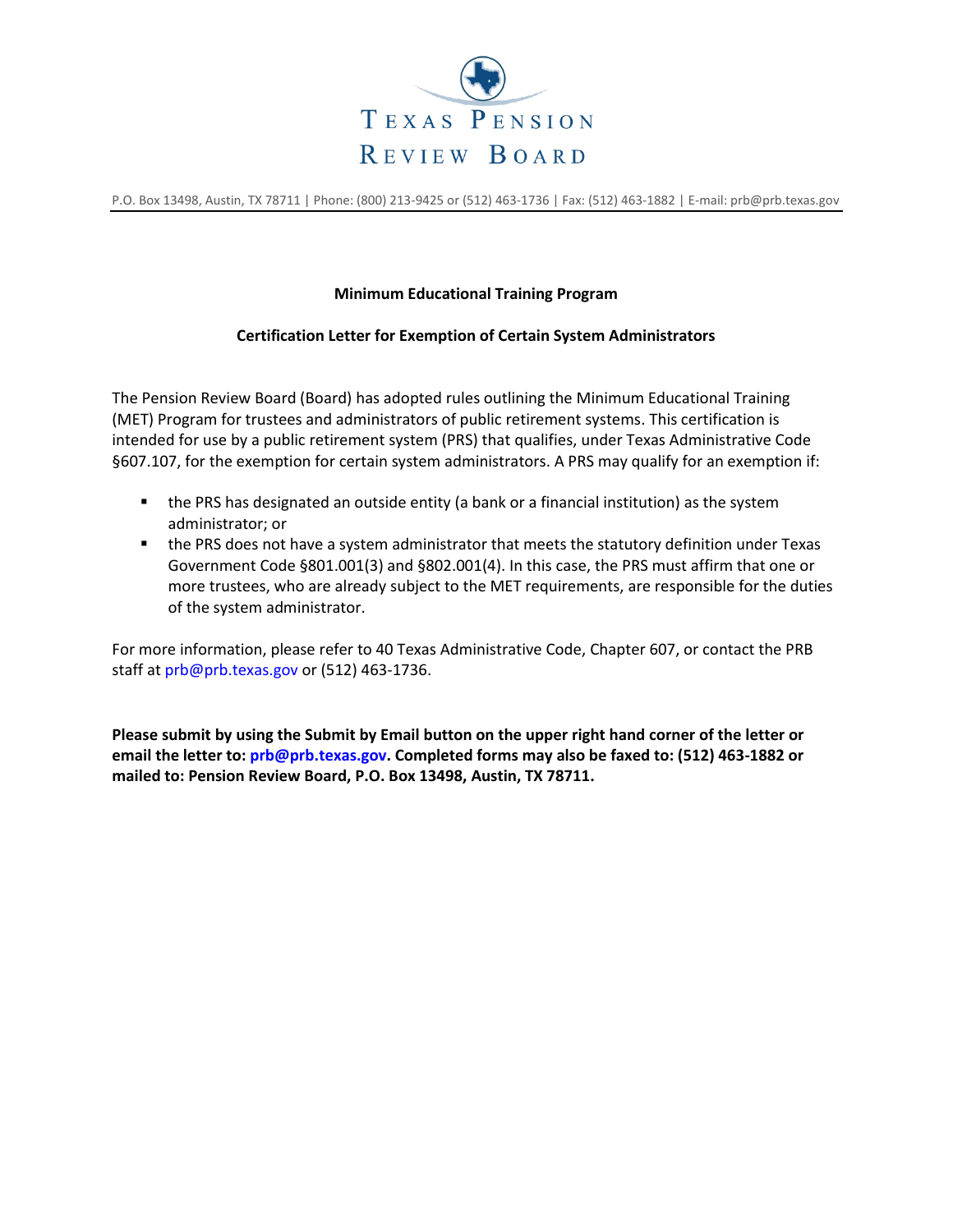# Texas Pension Review Board

P.O. Box 13498, Austin, TX 78711 | Phone: (800) 213-9425 or (512) 463-1736 | Fax: (512) 463-1882 | E-mail: prb@prb.texas.gov

**Minimum Educational Training Program**

**Certification Letter for Exemption of Certain System Administrators**

The Pension Review Board (Board) has adopted rules outlining the Minimum Educational Training (MET) Program for trustees and administrators of public retirement systems. This certification is intended for use by a public retirement system (PRS) that qualifies, under Texas Administrative Code §607.107, for the exemption for certain system administrators. A PRS may qualify for an exemption if:

- the PRS has designated an outside entity (a bank or a financial institution) as the system administrator; or
- the PRS does not have a system administrator that meets the statutory definition under Texas Government Code §801.001(3) and §802.001(4). In this case, the PRS must affirm that one or more trustees, who are already subject to the MET requirements, are responsible for the duties of the system administrator.

For more information, please refer to 40 Texas Administrative Code, Chapter 607, or contact the PRB staff at prb@prb.texas.gov or (512) 463-1736.

**Please submit by using the Submit by Email button on the upper right hand corner of the letter or email the letter to: prb@prb.texas.gov. Completed forms may also be faxed to: (512) 463-1882 or mailed to: Pension Review Board, P.O. Box 13498, Austin, TX 78711.**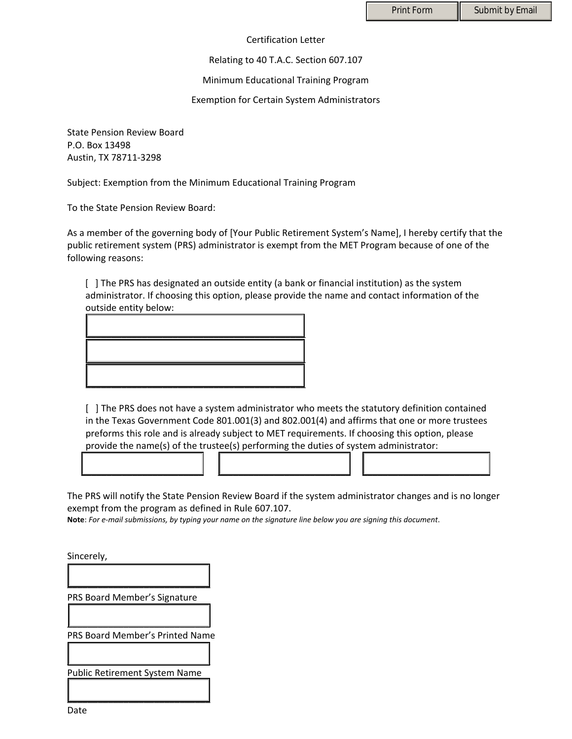Certification Letter

Relating to 40 T.A.C. Section 607.107

Minimum Educational Training Program

Exemption for Certain System Administrators

State Pension Review Board
P.O. Box 13498
Austin, TX 78711-3298

Subject: Exemption from the Minimum Educational Training Program

To the State Pension Review Board:

As a member of the governing body of [Your Public Retirement System's Name], I hereby certify that the public retirement system (PRS) administrator is exempt from the MET Program because of one of the following reasons:

[ ] The PRS has designated an outside entity (a bank or financial institution) as the system administrator. If choosing this option, please provide the name and contact information of the outside entity below:

\_\_\_\_\_\_\_\_\_\_\_\_\_\_\_\_\_\_\_\_\_\_\_\_\_\_\_\_\_\_\_\_

\_\_\_\_\_\_\_\_\_\_\_\_\_\_\_\_\_\_\_\_\_\_\_\_\_\_\_\_\_\_\_\_

\_\_\_\_\_\_\_\_\_\_\_\_\_\_\_\_\_\_\_\_\_\_\_\_\_\_\_\_\_\_\_\_

[ ] The PRS does not have a system administrator who meets the statutory definition contained in the Texas Government Code 801.001(3) and 802.001(4) and affirms that one or more trustees preforms this role and is already subject to MET requirements. If choosing this option, please provide the name(s) of the trustee(s) performing the duties of system administrator:

\_\_\_\_\_\_\_\_\_\_\_\_\_\_\_\_ \_\_\_\_\_\_\_\_\_\_\_\_\_\_\_\_ \_\_\_\_\_\_\_\_\_\_\_\_\_\_\_\_

The PRS will notify the State Pension Review Board if the system administrator changes and is no longer exempt from the program as defined in Rule 607.107.

**Note**: *For e-mail submissions, by typing your name on the signature line below you are signing this document.*

Sincerely,

\_\_\_\_\_\_\_\_\_\_\_\_\_\_\_\_\_\_\_\_\_\_\_\_

PRS Board Member's Signature

\_\_\_\_\_\_\_\_\_\_\_\_\_\_\_\_\_\_\_\_\_\_\_\_

PRS Board Member's Printed Name

\_\_\_\_\_\_\_\_\_\_\_\_\_\_\_\_\_\_\_\_\_\_\_\_

Public Retirement System Name

\_\_\_\_\_\_\_\_\_\_\_\_\_\_\_\_\_\_\_\_\_\_\_\_

Date